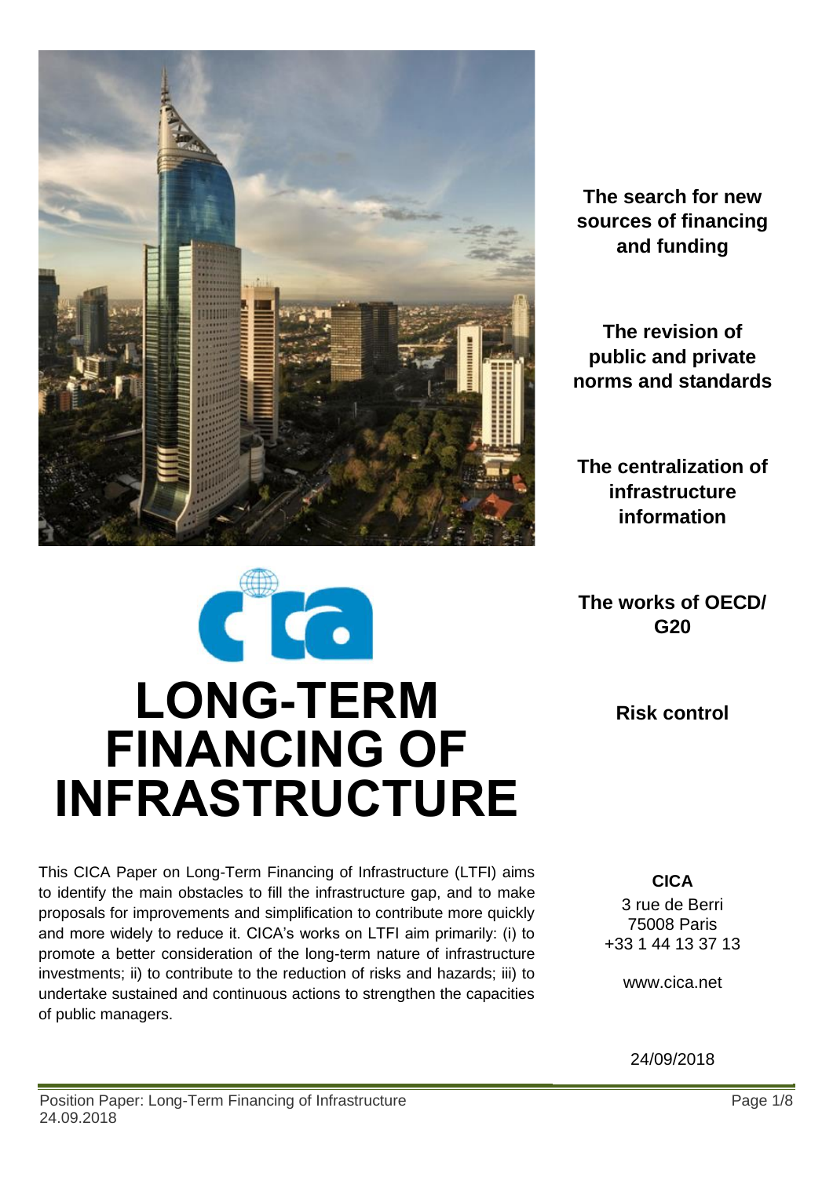# LONG-TERM FINANCING OF INFRASTRUCTURE

**The search for new sources of financing and funding**

**The revision of public and private norms and standards**

**The centralization of infrastructure information**

**The works of OECD/ G20**

**Risk control**

This CICA Paper on Long-Term Financing of Infrastructure (LTFI) aims to identify the main obstacles to fill the infrastructure gap, and to make proposals for improvements and simplification to contribute more quickly and more widely to reduce it. CICA's works on LTFI aim primarily: (i) to promote a better consideration of the long-term nature of infrastructure investments; ii) to contribute to the reduction of risks and hazards; iii) to undertake sustained and continuous actions to strengthen the capacities of public managers.

**CICA**

3 rue de Berri
75008 Paris
+33 1 44 13 37 13

www.cica.net

24/09/2018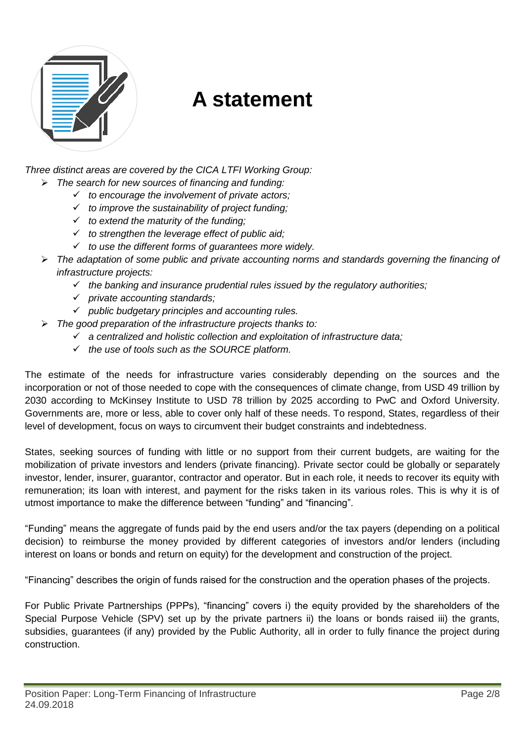# A statement

*Three distinct areas are covered by the CICA LTFI Working Group:*

- *The search for new sources of financing and funding:*
  - *to encourage the involvement of private actors;*
  - *to improve the sustainability of project funding;*
  - *to extend the maturity of the funding;*
  - *to strengthen the leverage effect of public aid;*
  - *to use the different forms of guarantees more widely.*
- *The adaptation of some public and private accounting norms and standards governing the financing of infrastructure projects:*
  - *the banking and insurance prudential rules issued by the regulatory authorities;*
  - *private accounting standards;*
  - *public budgetary principles and accounting rules.*
- *The good preparation of the infrastructure projects thanks to:*
  - *a centralized and holistic collection and exploitation of infrastructure data;*
  - *the use of tools such as the SOURCE platform.*

The estimate of the needs for infrastructure varies considerably depending on the sources and the incorporation or not of those needed to cope with the consequences of climate change, from USD 49 trillion by 2030 according to McKinsey Institute to USD 78 trillion by 2025 according to PwC and Oxford University. Governments are, more or less, able to cover only half of these needs. To respond, States, regardless of their level of development, focus on ways to circumvent their budget constraints and indebtedness.

States, seeking sources of funding with little or no support from their current budgets, are waiting for the mobilization of private investors and lenders (private financing). Private sector could be globally or separately investor, lender, insurer, guarantor, contractor and operator. But in each role, it needs to recover its equity with remuneration; its loan with interest, and payment for the risks taken in its various roles. This is why it is of utmost importance to make the difference between "funding" and "financing".

"Funding" means the aggregate of funds paid by the end users and/or the tax payers (depending on a political decision) to reimburse the money provided by different categories of investors and/or lenders (including interest on loans or bonds and return on equity) for the development and construction of the project.

"Financing" describes the origin of funds raised for the construction and the operation phases of the projects.

For Public Private Partnerships (PPPs), "financing" covers i) the equity provided by the shareholders of the Special Purpose Vehicle (SPV) set up by the private partners ii) the loans or bonds raised iii) the grants, subsidies, guarantees (if any) provided by the Public Authority, all in order to fully finance the project during construction.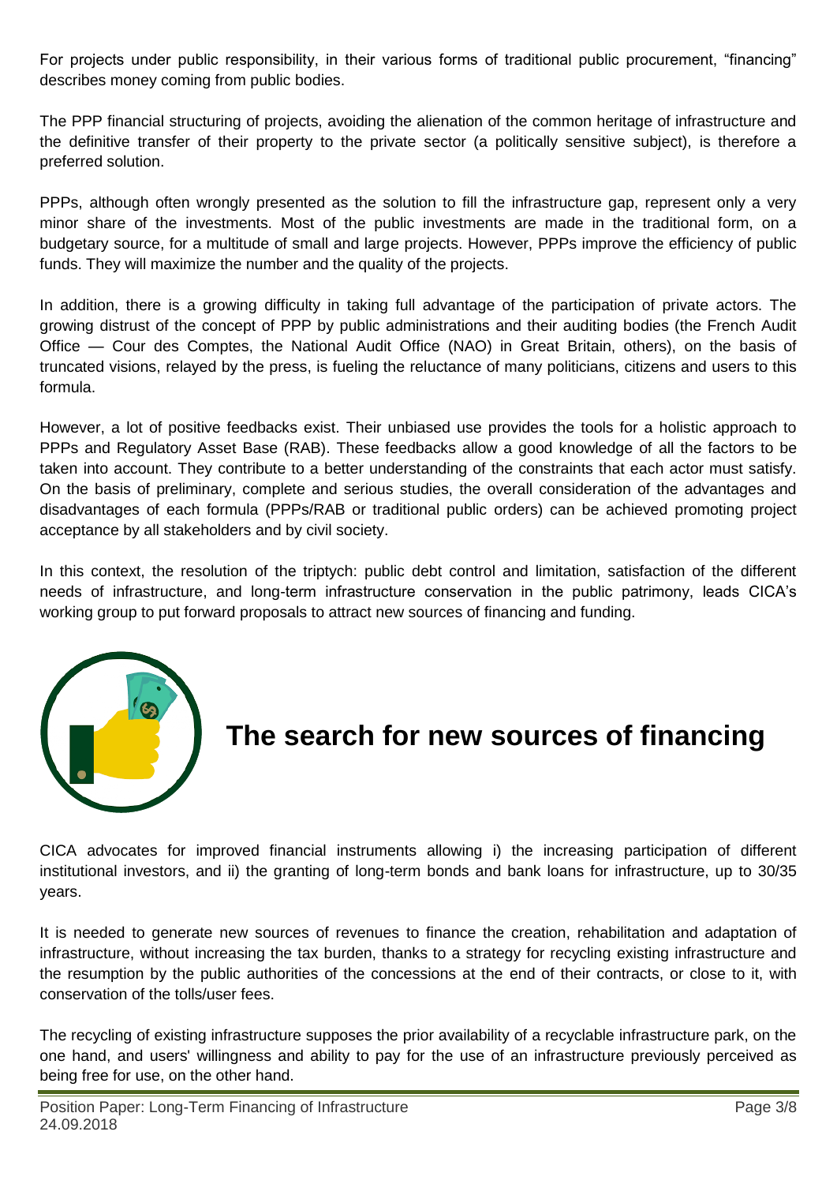For projects under public responsibility, in their various forms of traditional public procurement, "financing" describes money coming from public bodies.

The PPP financial structuring of projects, avoiding the alienation of the common heritage of infrastructure and the definitive transfer of their property to the private sector (a politically sensitive subject), is therefore a preferred solution.

PPPs, although often wrongly presented as the solution to fill the infrastructure gap, represent only a very minor share of the investments. Most of the public investments are made in the traditional form, on a budgetary source, for a multitude of small and large projects. However, PPPs improve the efficiency of public funds. They will maximize the number and the quality of the projects.

In addition, there is a growing difficulty in taking full advantage of the participation of private actors. The growing distrust of the concept of PPP by public administrations and their auditing bodies (the French Audit Office — Cour des Comptes, the National Audit Office (NAO) in Great Britain, others), on the basis of truncated visions, relayed by the press, is fueling the reluctance of many politicians, citizens and users to this formula.

However, a lot of positive feedbacks exist. Their unbiased use provides the tools for a holistic approach to PPPs and Regulatory Asset Base (RAB). These feedbacks allow a good knowledge of all the factors to be taken into account. They contribute to a better understanding of the constraints that each actor must satisfy. On the basis of preliminary, complete and serious studies, the overall consideration of the advantages and disadvantages of each formula (PPPs/RAB or traditional public orders) can be achieved promoting project acceptance by all stakeholders and by civil society.

In this context, the resolution of the triptych: public debt control and limitation, satisfaction of the different needs of infrastructure, and long-term infrastructure conservation in the public patrimony, leads CICA's working group to put forward proposals to attract new sources of financing and funding.

# The search for new sources of financing

CICA advocates for improved financial instruments allowing i) the increasing participation of different institutional investors, and ii) the granting of long-term bonds and bank loans for infrastructure, up to 30/35 years.

It is needed to generate new sources of revenues to finance the creation, rehabilitation and adaptation of infrastructure, without increasing the tax burden, thanks to a strategy for recycling existing infrastructure and the resumption by the public authorities of the concessions at the end of their contracts, or close to it, with conservation of the tolls/user fees.

The recycling of existing infrastructure supposes the prior availability of a recyclable infrastructure park, on the one hand, and users' willingness and ability to pay for the use of an infrastructure previously perceived as being free for use, on the other hand.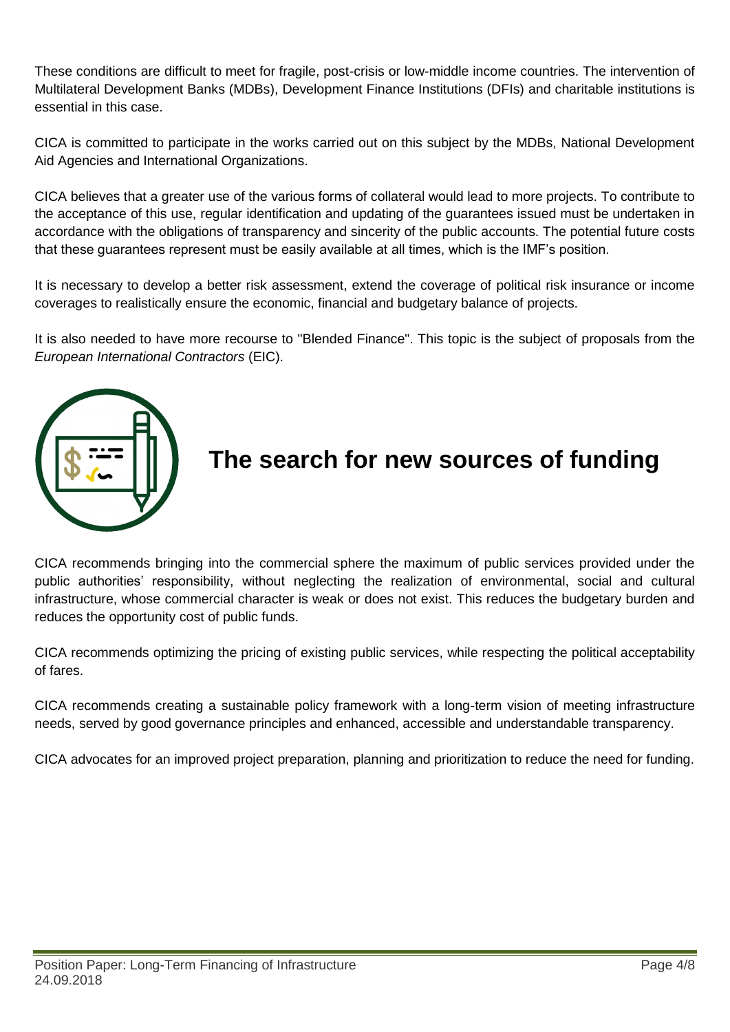These conditions are difficult to meet for fragile, post-crisis or low-middle income countries. The intervention of Multilateral Development Banks (MDBs), Development Finance Institutions (DFIs) and charitable institutions is essential in this case.

CICA is committed to participate in the works carried out on this subject by the MDBs, National Development Aid Agencies and International Organizations.

CICA believes that a greater use of the various forms of collateral would lead to more projects. To contribute to the acceptance of this use, regular identification and updating of the guarantees issued must be undertaken in accordance with the obligations of transparency and sincerity of the public accounts. The potential future costs that these guarantees represent must be easily available at all times, which is the IMF's position.

It is necessary to develop a better risk assessment, extend the coverage of political risk insurance or income coverages to realistically ensure the economic, financial and budgetary balance of projects.

It is also needed to have more recourse to "Blended Finance". This topic is the subject of proposals from the *European International Contractors* (EIC).

## The search for new sources of funding

CICA recommends bringing into the commercial sphere the maximum of public services provided under the public authorities' responsibility, without neglecting the realization of environmental, social and cultural infrastructure, whose commercial character is weak or does not exist. This reduces the budgetary burden and reduces the opportunity cost of public funds.

CICA recommends optimizing the pricing of existing public services, while respecting the political acceptability of fares.

CICA recommends creating a sustainable policy framework with a long-term vision of meeting infrastructure needs, served by good governance principles and enhanced, accessible and understandable transparency.

CICA advocates for an improved project preparation, planning and prioritization to reduce the need for funding.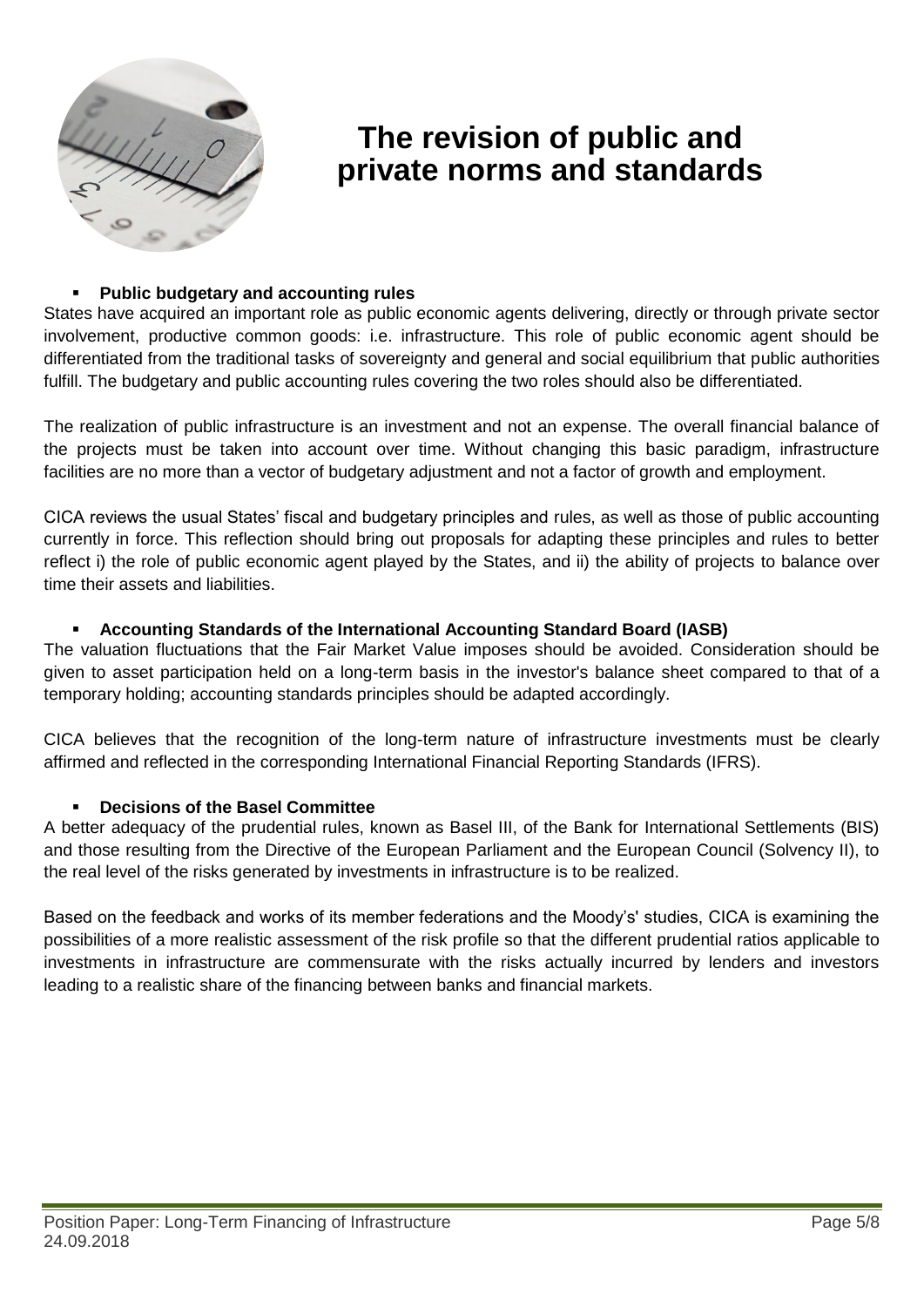# The revision of public and private norms and standards

- **Public budgetary and accounting rules**

States have acquired an important role as public economic agents delivering, directly or through private sector involvement, productive common goods: i.e. infrastructure. This role of public economic agent should be differentiated from the traditional tasks of sovereignty and general and social equilibrium that public authorities fulfill. The budgetary and public accounting rules covering the two roles should also be differentiated.

The realization of public infrastructure is an investment and not an expense. The overall financial balance of the projects must be taken into account over time. Without changing this basic paradigm, infrastructure facilities are no more than a vector of budgetary adjustment and not a factor of growth and employment.

CICA reviews the usual States' fiscal and budgetary principles and rules, as well as those of public accounting currently in force. This reflection should bring out proposals for adapting these principles and rules to better reflect i) the role of public economic agent played by the States, and ii) the ability of projects to balance over time their assets and liabilities.

- **Accounting Standards of the International Accounting Standard Board (IASB)**

The valuation fluctuations that the Fair Market Value imposes should be avoided. Consideration should be given to asset participation held on a long-term basis in the investor's balance sheet compared to that of a temporary holding; accounting standards principles should be adapted accordingly.

CICA believes that the recognition of the long-term nature of infrastructure investments must be clearly affirmed and reflected in the corresponding International Financial Reporting Standards (IFRS).

- **Decisions of the Basel Committee**

A better adequacy of the prudential rules, known as Basel III, of the Bank for International Settlements (BIS) and those resulting from the Directive of the European Parliament and the European Council (Solvency II), to the real level of the risks generated by investments in infrastructure is to be realized.

Based on the feedback and works of its member federations and the Moody's' studies, CICA is examining the possibilities of a more realistic assessment of the risk profile so that the different prudential ratios applicable to investments in infrastructure are commensurate with the risks actually incurred by lenders and investors leading to a realistic share of the financing between banks and financial markets.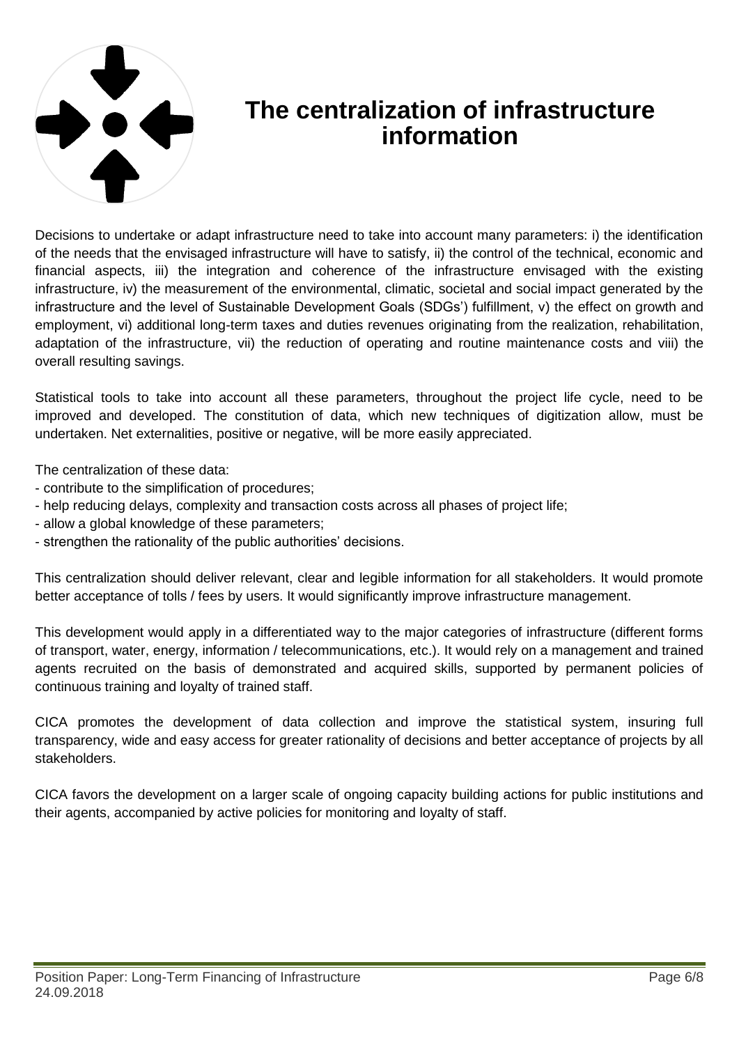# The centralization of infrastructure information

Decisions to undertake or adapt infrastructure need to take into account many parameters: i) the identification of the needs that the envisaged infrastructure will have to satisfy, ii) the control of the technical, economic and financial aspects, iii) the integration and coherence of the infrastructure envisaged with the existing infrastructure, iv) the measurement of the environmental, climatic, societal and social impact generated by the infrastructure and the level of Sustainable Development Goals (SDGs') fulfillment, v) the effect on growth and employment, vi) additional long-term taxes and duties revenues originating from the realization, rehabilitation, adaptation of the infrastructure, vii) the reduction of operating and routine maintenance costs and viii) the overall resulting savings.

Statistical tools to take into account all these parameters, throughout the project life cycle, need to be improved and developed. The constitution of data, which new techniques of digitization allow, must be undertaken. Net externalities, positive or negative, will be more easily appreciated.

The centralization of these data:

- contribute to the simplification of procedures;
- help reducing delays, complexity and transaction costs across all phases of project life;
- allow a global knowledge of these parameters;
- strengthen the rationality of the public authorities' decisions.

This centralization should deliver relevant, clear and legible information for all stakeholders. It would promote better acceptance of tolls / fees by users. It would significantly improve infrastructure management.

This development would apply in a differentiated way to the major categories of infrastructure (different forms of transport, water, energy, information / telecommunications, etc.). It would rely on a management and trained agents recruited on the basis of demonstrated and acquired skills, supported by permanent policies of continuous training and loyalty of trained staff.

CICA promotes the development of data collection and improve the statistical system, insuring full transparency, wide and easy access for greater rationality of decisions and better acceptance of projects by all stakeholders.

CICA favors the development on a larger scale of ongoing capacity building actions for public institutions and their agents, accompanied by active policies for monitoring and loyalty of staff.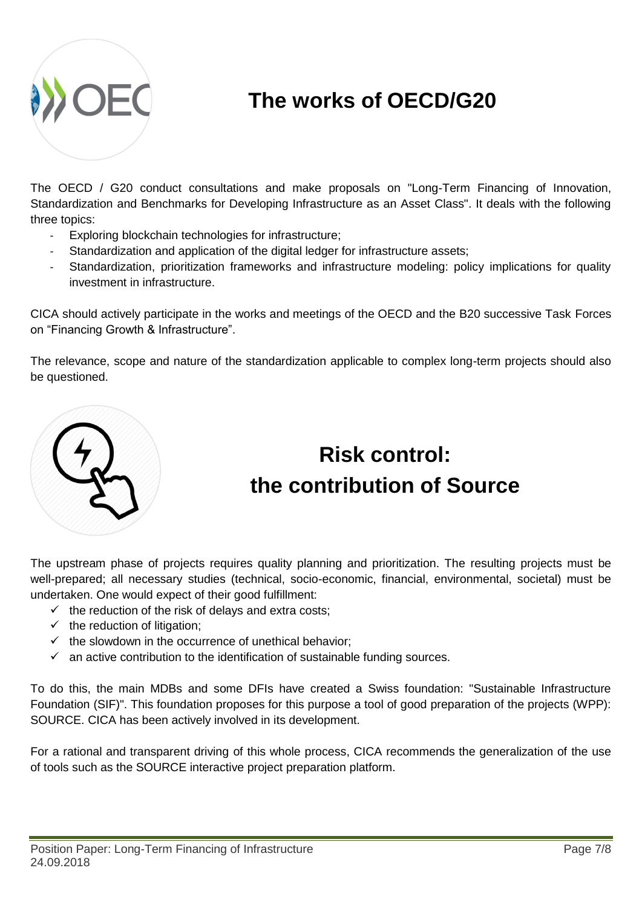# The works of OECD/G20

The OECD / G20 conduct consultations and make proposals on "Long-Term Financing of Innovation, Standardization and Benchmarks for Developing Infrastructure as an Asset Class". It deals with the following three topics:

- Exploring blockchain technologies for infrastructure;
- Standardization and application of the digital ledger for infrastructure assets;
- Standardization, prioritization frameworks and infrastructure modeling: policy implications for quality investment in infrastructure.

CICA should actively participate in the works and meetings of the OECD and the B20 successive Task Forces on “Financing Growth & Infrastructure”.

The relevance, scope and nature of the standardization applicable to complex long-term projects should also be questioned.

# Risk control: the contribution of Source

The upstream phase of projects requires quality planning and prioritization. The resulting projects must be well-prepared; all necessary studies (technical, socio-economic, financial, environmental, societal) must be undertaken. One would expect of their good fulfillment:

- ✓ the reduction of the risk of delays and extra costs;
- ✓ the reduction of litigation;
- ✓ the slowdown in the occurrence of unethical behavior;
- ✓ an active contribution to the identification of sustainable funding sources.

To do this, the main MDBs and some DFIs have created a Swiss foundation: "Sustainable Infrastructure Foundation (SIF)". This foundation proposes for this purpose a tool of good preparation of the projects (WPP): SOURCE. CICA has been actively involved in its development.

For a rational and transparent driving of this whole process, CICA recommends the generalization of the use of tools such as the SOURCE interactive project preparation platform.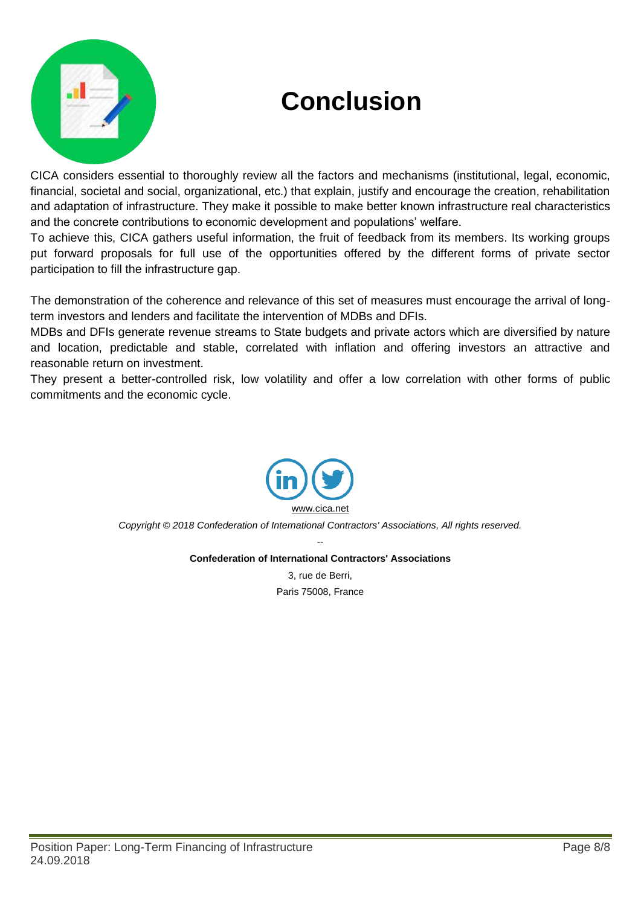# Conclusion

CICA considers essential to thoroughly review all the factors and mechanisms (institutional, legal, economic, financial, societal and social, organizational, etc.) that explain, justify and encourage the creation, rehabilitation and adaptation of infrastructure. They make it possible to make better known infrastructure real characteristics and the concrete contributions to economic development and populations' welfare.

To achieve this, CICA gathers useful information, the fruit of feedback from its members. Its working groups put forward proposals for full use of the opportunities offered by the different forms of private sector participation to fill the infrastructure gap.

The demonstration of the coherence and relevance of this set of measures must encourage the arrival of long-term investors and lenders and facilitate the intervention of MDBs and DFIs.

MDBs and DFIs generate revenue streams to State budgets and private actors which are diversified by nature and location, predictable and stable, correlated with inflation and offering investors an attractive and reasonable return on investment.

They present a better-controlled risk, low volatility and offer a low correlation with other forms of public commitments and the economic cycle.

www.cica.net

*Copyright © 2018 Confederation of International Contractors' Associations, All rights reserved.*

--

**Confederation of International Contractors' Associations**

3, rue de Berri,

Paris 75008, France